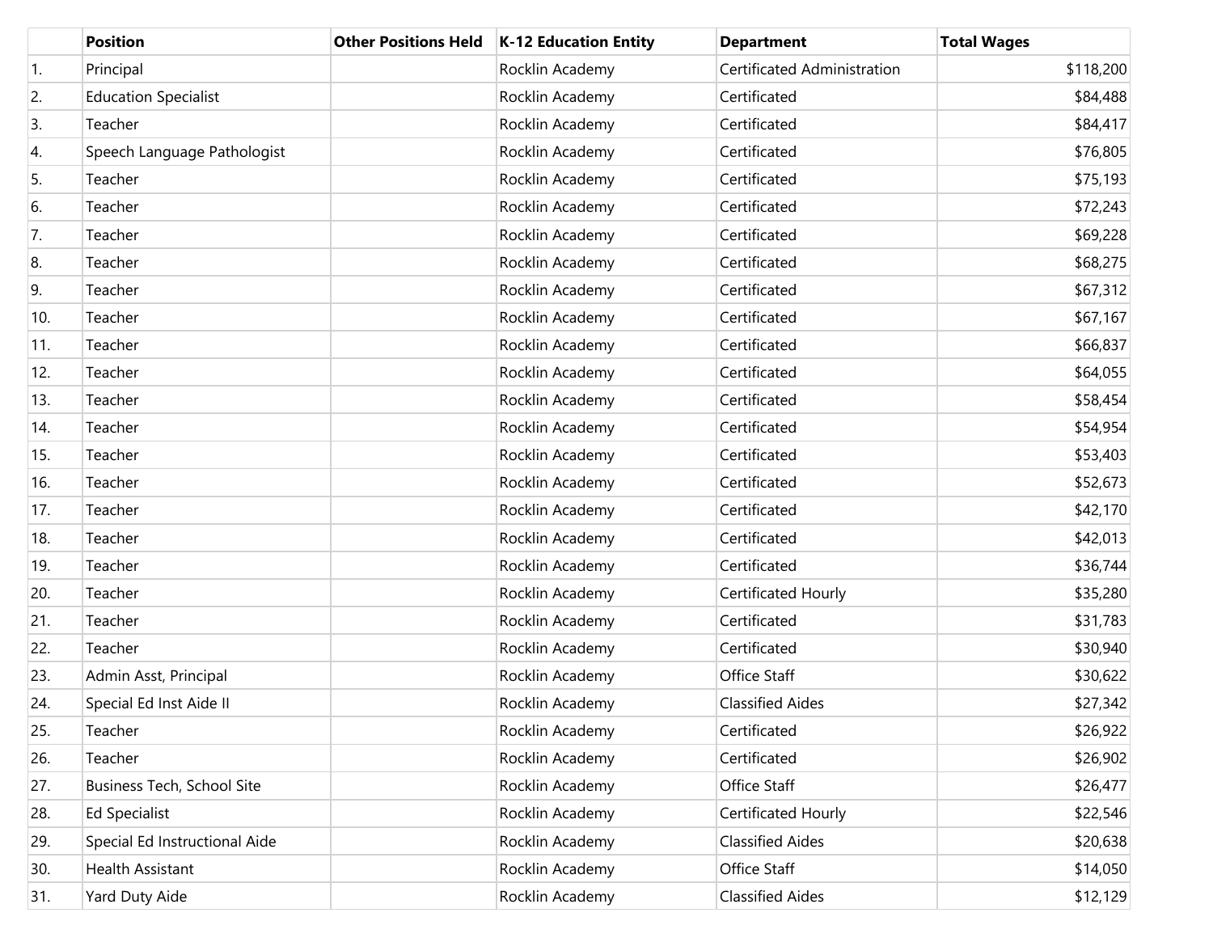| | Position | Other Positions Held | K-12 Education Entity | Department | Total Wages |
|---|---|---|---|---|---|
| 1. | Principal | | Rocklin Academy | Certificated Administration | $118,200 |
| 2. | Education Specialist | | Rocklin Academy | Certificated | $84,488 |
| 3. | Teacher | | Rocklin Academy | Certificated | $84,417 |
| 4. | Speech Language Pathologist | | Rocklin Academy | Certificated | $76,805 |
| 5. | Teacher | | Rocklin Academy | Certificated | $75,193 |
| 6. | Teacher | | Rocklin Academy | Certificated | $72,243 |
| 7. | Teacher | | Rocklin Academy | Certificated | $69,228 |
| 8. | Teacher | | Rocklin Academy | Certificated | $68,275 |
| 9. | Teacher | | Rocklin Academy | Certificated | $67,312 |
| 10. | Teacher | | Rocklin Academy | Certificated | $67,167 |
| 11. | Teacher | | Rocklin Academy | Certificated | $66,837 |
| 12. | Teacher | | Rocklin Academy | Certificated | $64,055 |
| 13. | Teacher | | Rocklin Academy | Certificated | $58,454 |
| 14. | Teacher | | Rocklin Academy | Certificated | $54,954 |
| 15. | Teacher | | Rocklin Academy | Certificated | $53,403 |
| 16. | Teacher | | Rocklin Academy | Certificated | $52,673 |
| 17. | Teacher | | Rocklin Academy | Certificated | $42,170 |
| 18. | Teacher | | Rocklin Academy | Certificated | $42,013 |
| 19. | Teacher | | Rocklin Academy | Certificated | $36,744 |
| 20. | Teacher | | Rocklin Academy | Certificated Hourly | $35,280 |
| 21. | Teacher | | Rocklin Academy | Certificated | $31,783 |
| 22. | Teacher | | Rocklin Academy | Certificated | $30,940 |
| 23. | Admin Asst, Principal | | Rocklin Academy | Office Staff | $30,622 |
| 24. | Special Ed Inst Aide II | | Rocklin Academy | Classified Aides | $27,342 |
| 25. | Teacher | | Rocklin Academy | Certificated | $26,922 |
| 26. | Teacher | | Rocklin Academy | Certificated | $26,902 |
| 27. | Business Tech, School Site | | Rocklin Academy | Office Staff | $26,477 |
| 28. | Ed Specialist | | Rocklin Academy | Certificated Hourly | $22,546 |
| 29. | Special Ed Instructional Aide | | Rocklin Academy | Classified Aides | $20,638 |
| 30. | Health Assistant | | Rocklin Academy | Office Staff | $14,050 |
| 31. | Yard Duty Aide | | Rocklin Academy | Classified Aides | $12,129 |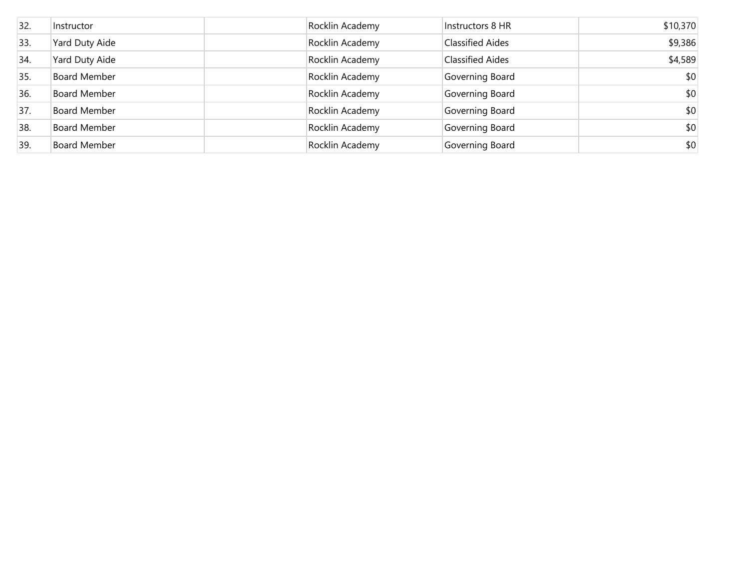| | | | | | |
|---|---|---|---|---|---|
| 32. | Instructor | | Rocklin Academy | Instructors 8 HR | $10,370 |
| 33. | Yard Duty Aide | | Rocklin Academy | Classified Aides | $9,386 |
| 34. | Yard Duty Aide | | Rocklin Academy | Classified Aides | $4,589 |
| 35. | Board Member | | Rocklin Academy | Governing Board | $0 |
| 36. | Board Member | | Rocklin Academy | Governing Board | $0 |
| 37. | Board Member | | Rocklin Academy | Governing Board | $0 |
| 38. | Board Member | | Rocklin Academy | Governing Board | $0 |
| 39. | Board Member | | Rocklin Academy | Governing Board | $0 |